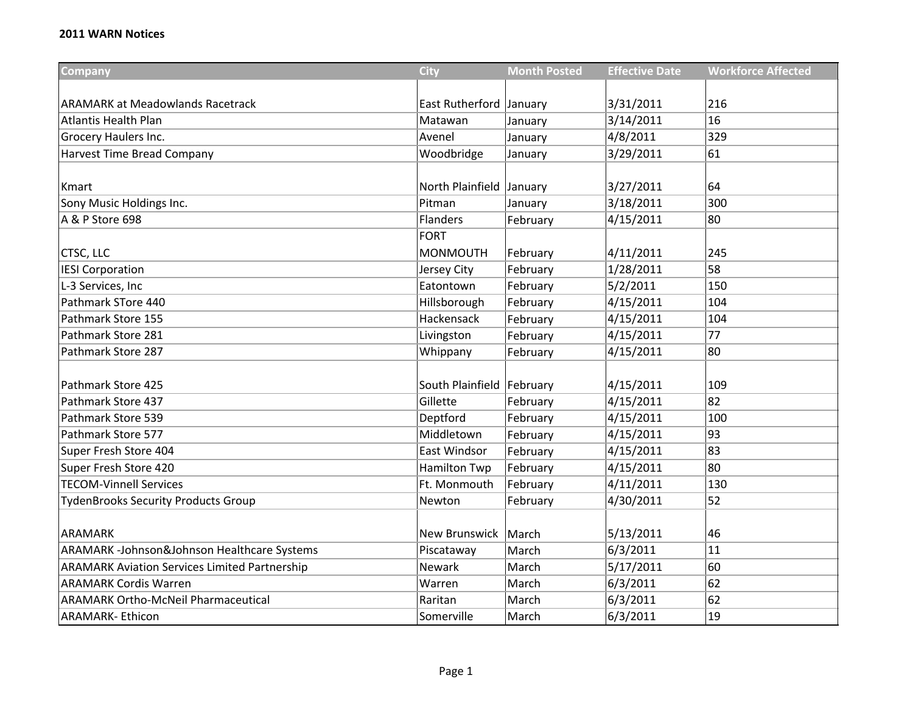**2011 WARN Notices**

| Company | City | Month Posted | Effective Date | Workforce Affected |
|---|---|---|---|---|
| ARAMARK at Meadowlands Racetrack | East Rutherford | January | 3/31/2011 | 216 |
| Atlantis Health Plan | Matawan | January | 3/14/2011 | 16 |
| Grocery Haulers Inc. | Avenel | January | 4/8/2011 | 329 |
| Harvest Time Bread Company | Woodbridge | January | 3/29/2011 | 61 |
| Kmart | North Plainfield | January | 3/27/2011 | 64 |
| Sony Music Holdings Inc. | Pitman | January | 3/18/2011 | 300 |
| A & P Store 698 | Flanders | February | 4/15/2011 | 80 |
| CTSC, LLC | FORT MONMOUTH | February | 4/11/2011 | 245 |
| IESI Corporation | Jersey City | February | 1/28/2011 | 58 |
| L-3 Services, Inc | Eatontown | February | 5/2/2011 | 150 |
| Pathmark STore 440 | Hillsborough | February | 4/15/2011 | 104 |
| Pathmark Store 155 | Hackensack | February | 4/15/2011 | 104 |
| Pathmark Store 281 | Livingston | February | 4/15/2011 | 77 |
| Pathmark Store 287 | Whippany | February | 4/15/2011 | 80 |
| Pathmark Store 425 | South Plainfield | February | 4/15/2011 | 109 |
| Pathmark Store 437 | Gillette | February | 4/15/2011 | 82 |
| Pathmark Store 539 | Deptford | February | 4/15/2011 | 100 |
| Pathmark Store 577 | Middletown | February | 4/15/2011 | 93 |
| Super Fresh Store 404 | East Windsor | February | 4/15/2011 | 83 |
| Super Fresh Store 420 | Hamilton Twp | February | 4/15/2011 | 80 |
| TECOM-Vinnell Services | Ft. Monmouth | February | 4/11/2011 | 130 |
| TydenBrooks Security Products Group | Newton | February | 4/30/2011 | 52 |
| ARAMARK | New Brunswick | March | 5/13/2011 | 46 |
| ARAMARK -Johnson&Johnson Healthcare Systems | Piscataway | March | 6/3/2011 | 11 |
| ARAMARK Aviation Services Limited Partnership | Newark | March | 5/17/2011 | 60 |
| ARAMARK Cordis Warren | Warren | March | 6/3/2011 | 62 |
| ARAMARK Ortho-McNeil Pharmaceutical | Raritan | March | 6/3/2011 | 62 |
| ARAMARK- Ethicon | Somerville | March | 6/3/2011 | 19 |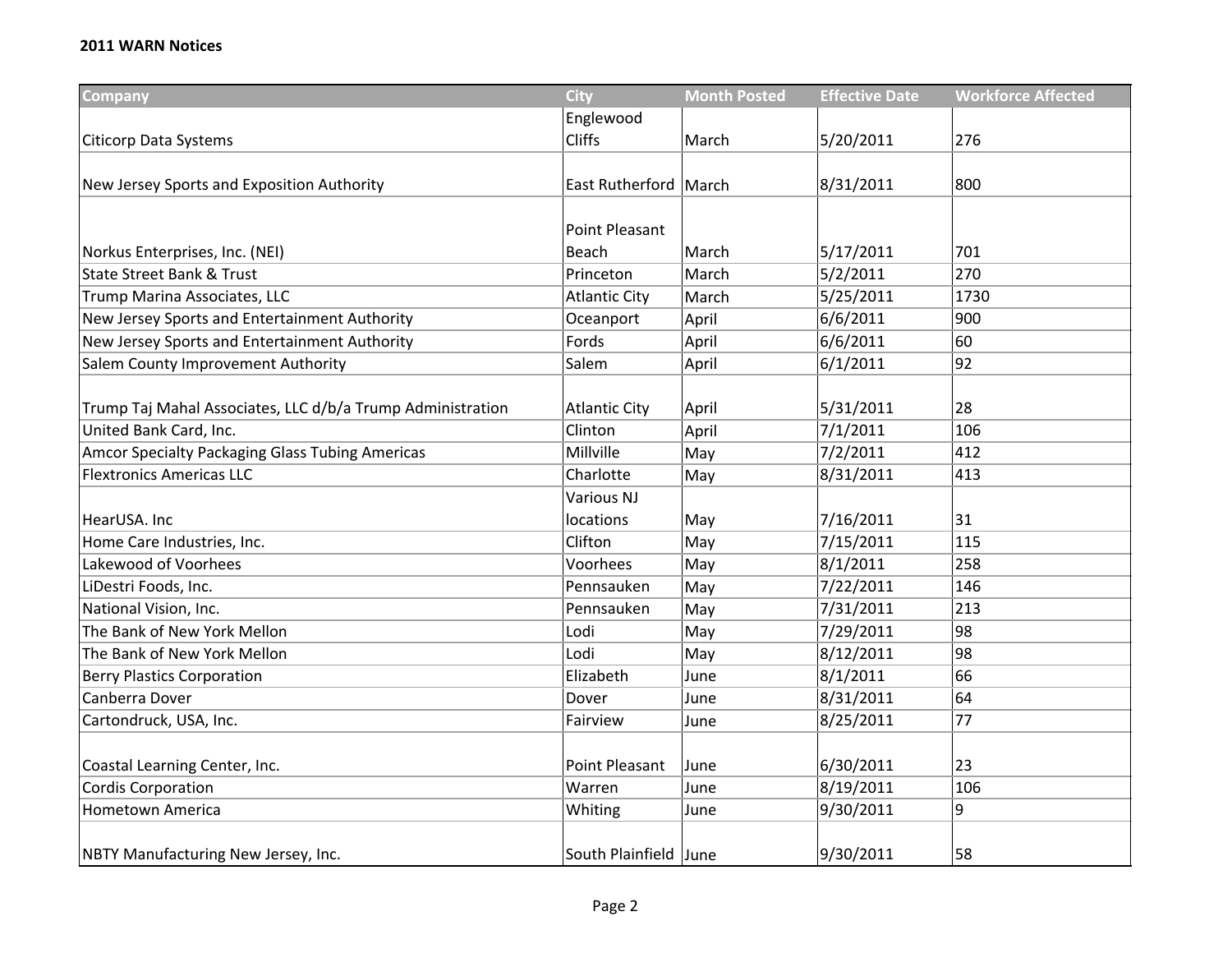**2011 WARN Notices**

| Company | City | Month Posted | Effective Date | Workforce Affected |
| --- | --- | --- | --- | --- |
| Citicorp Data Systems | Englewood Cliffs | March | 5/20/2011 | 276 |
| New Jersey Sports and Exposition Authority | East Rutherford | March | 8/31/2011 | 800 |
| Norkus Enterprises, Inc. (NEI) | Point Pleasant Beach | March | 5/17/2011 | 701 |
| State Street Bank & Trust | Princeton | March | 5/2/2011 | 270 |
| Trump Marina Associates, LLC | Atlantic City | March | 5/25/2011 | 1730 |
| New Jersey Sports and Entertainment Authority | Oceanport | April | 6/6/2011 | 900 |
| New Jersey Sports and Entertainment Authority | Fords | April | 6/6/2011 | 60 |
| Salem County Improvement Authority | Salem | April | 6/1/2011 | 92 |
| Trump Taj Mahal Associates, LLC d/b/a Trump Administration | Atlantic City | April | 5/31/2011 | 28 |
| United Bank Card, Inc. | Clinton | April | 7/1/2011 | 106 |
| Amcor Specialty Packaging Glass Tubing Americas | Millville | May | 7/2/2011 | 412 |
| Flextronics Americas LLC | Charlotte | May | 8/31/2011 | 413 |
| HearUSA. Inc | Various NJ locations | May | 7/16/2011 | 31 |
| Home Care Industries, Inc. | Clifton | May | 7/15/2011 | 115 |
| Lakewood of Voorhees | Voorhees | May | 8/1/2011 | 258 |
| LiDestri Foods, Inc. | Pennsauken | May | 7/22/2011 | 146 |
| National Vision, Inc. | Pennsauken | May | 7/31/2011 | 213 |
| The Bank of New York Mellon | Lodi | May | 7/29/2011 | 98 |
| The Bank of New York Mellon | Lodi | May | 8/12/2011 | 98 |
| Berry Plastics Corporation | Elizabeth | June | 8/1/2011 | 66 |
| Canberra Dover | Dover | June | 8/31/2011 | 64 |
| Cartondruck, USA, Inc. | Fairview | June | 8/25/2011 | 77 |
| Coastal Learning Center, Inc. | Point Pleasant | June | 6/30/2011 | 23 |
| Cordis Corporation | Warren | June | 8/19/2011 | 106 |
| Hometown America | Whiting | June | 9/30/2011 | 9 |
| NBTY Manufacturing New Jersey, Inc. | South Plainfield | June | 9/30/2011 | 58 |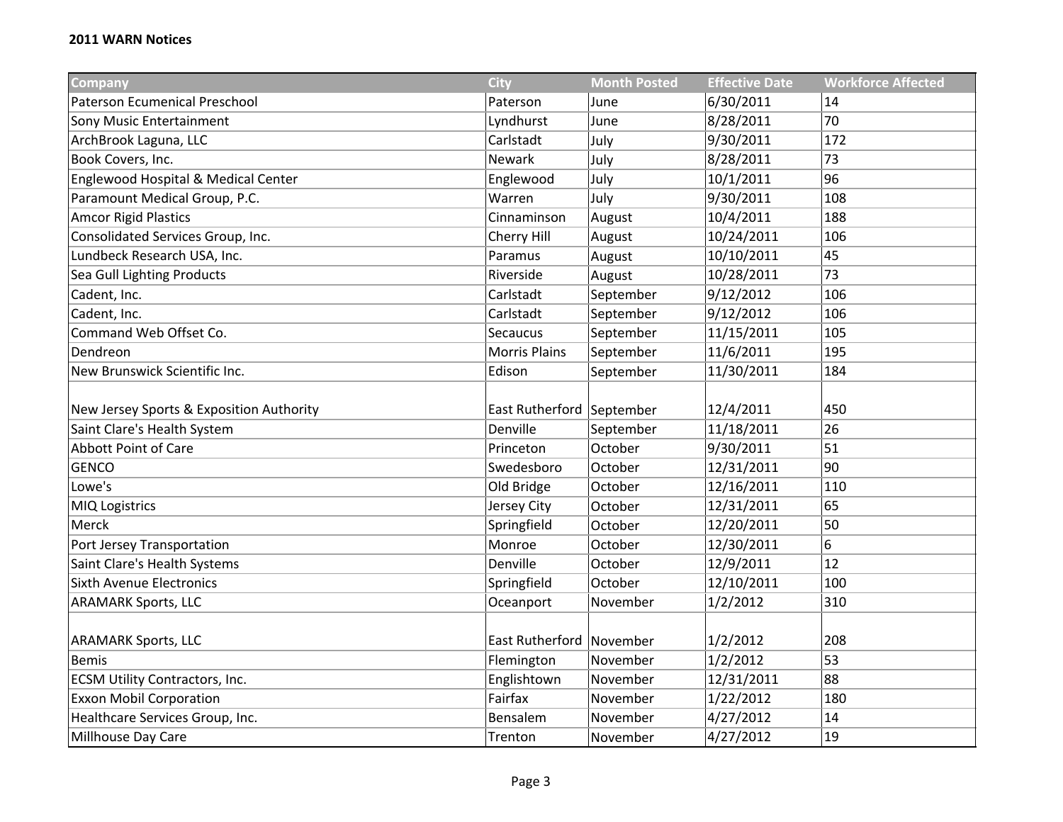**2011 WARN Notices**

| Company | City | Month Posted | Effective Date | Workforce Affected |
|---|---|---|---|---|
| Paterson Ecumenical Preschool | Paterson | June | 6/30/2011 | 14 |
| Sony Music Entertainment | Lyndhurst | June | 8/28/2011 | 70 |
| ArchBrook Laguna, LLC | Carlstadt | July | 9/30/2011 | 172 |
| Book Covers, Inc. | Newark | July | 8/28/2011 | 73 |
| Englewood Hospital & Medical Center | Englewood | July | 10/1/2011 | 96 |
| Paramount Medical Group, P.C. | Warren | July | 9/30/2011 | 108 |
| Amcor Rigid Plastics | Cinnaminson | August | 10/4/2011 | 188 |
| Consolidated Services Group, Inc. | Cherry Hill | August | 10/24/2011 | 106 |
| Lundbeck Research USA, Inc. | Paramus | August | 10/10/2011 | 45 |
| Sea Gull Lighting Products | Riverside | August | 10/28/2011 | 73 |
| Cadent, Inc. | Carlstadt | September | 9/12/2012 | 106 |
| Cadent, Inc. | Carlstadt | September | 9/12/2012 | 106 |
| Command Web Offset Co. | Secaucus | September | 11/15/2011 | 105 |
| Dendreon | Morris Plains | September | 11/6/2011 | 195 |
| New Brunswick Scientific Inc. | Edison | September | 11/30/2011 | 184 |
| New Jersey Sports & Exposition Authority | East Rutherford | September | 12/4/2011 | 450 |
| Saint Clare's Health System | Denville | September | 11/18/2011 | 26 |
| Abbott Point of Care | Princeton | October | 9/30/2011 | 51 |
| GENCO | Swedesboro | October | 12/31/2011 | 90 |
| Lowe's | Old Bridge | October | 12/16/2011 | 110 |
| MIQ Logistrics | Jersey City | October | 12/31/2011 | 65 |
| Merck | Springfield | October | 12/20/2011 | 50 |
| Port Jersey Transportation | Monroe | October | 12/30/2011 | 6 |
| Saint Clare's Health Systems | Denville | October | 12/9/2011 | 12 |
| Sixth Avenue Electronics | Springfield | October | 12/10/2011 | 100 |
| ARAMARK Sports, LLC | Oceanport | November | 1/2/2012 | 310 |
| ARAMARK Sports, LLC | East Rutherford | November | 1/2/2012 | 208 |
| Bemis | Flemington | November | 1/2/2012 | 53 |
| ECSM Utility Contractors, Inc. | Englishtown | November | 12/31/2011 | 88 |
| Exxon Mobil Corporation | Fairfax | November | 1/22/2012 | 180 |
| Healthcare Services Group, Inc. | Bensalem | November | 4/27/2012 | 14 |
| Millhouse Day Care | Trenton | November | 4/27/2012 | 19 |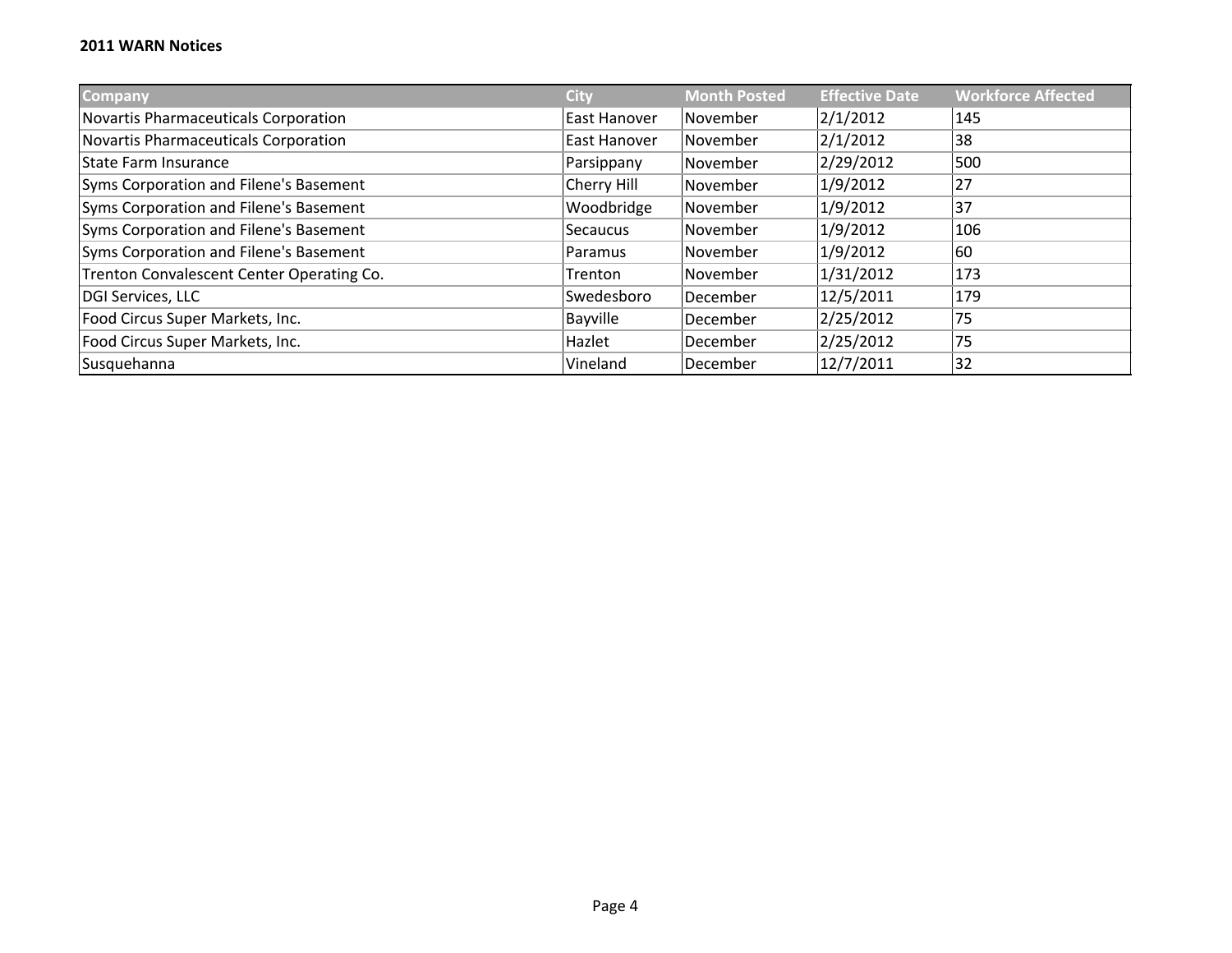**2011 WARN Notices**

| Company | City | Month Posted | Effective Date | Workforce Affected |
|---|---|---|---|---|
| Novartis Pharmaceuticals Corporation | East Hanover | November | 2/1/2012 | 145 |
| Novartis Pharmaceuticals Corporation | East Hanover | November | 2/1/2012 | 38 |
| State Farm Insurance | Parsippany | November | 2/29/2012 | 500 |
| Syms Corporation and Filene's Basement | Cherry Hill | November | 1/9/2012 | 27 |
| Syms Corporation and Filene's Basement | Woodbridge | November | 1/9/2012 | 37 |
| Syms Corporation and Filene's Basement | Secaucus | November | 1/9/2012 | 106 |
| Syms Corporation and Filene's Basement | Paramus | November | 1/9/2012 | 60 |
| Trenton Convalescent Center Operating Co. | Trenton | November | 1/31/2012 | 173 |
| DGI Services, LLC | Swedesboro | December | 12/5/2011 | 179 |
| Food Circus Super Markets, Inc. | Bayville | December | 2/25/2012 | 75 |
| Food Circus Super Markets, Inc. | Hazlet | December | 2/25/2012 | 75 |
| Susquehanna | Vineland | December | 12/7/2011 | 32 |